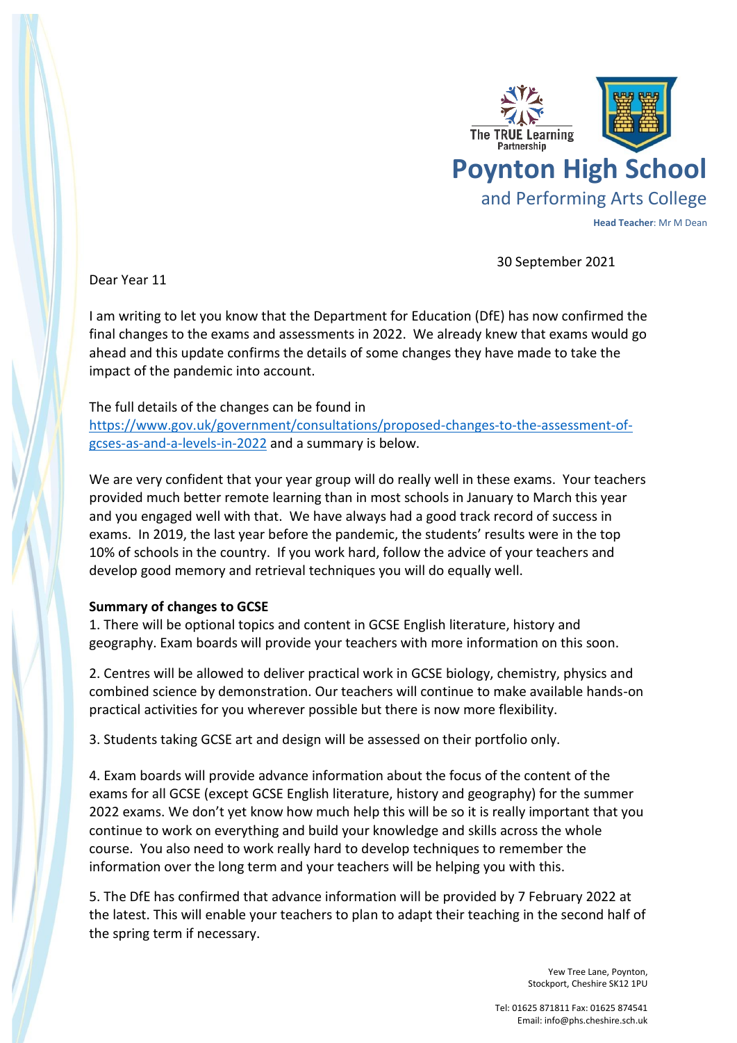The TRUE Learning Partnership

# Poynton High School

## and Performing Arts College

**Head Teacher**: Mr M Dean

30 September 2021

Dear Year 11

I am writing to let you know that the Department for Education (DfE) has now confirmed the final changes to the exams and assessments in 2022. We already knew that exams would go ahead and this update confirms the details of some changes they have made to take the impact of the pandemic into account.

The full details of the changes can be found in [https://www.gov.uk/government/consultations/proposed-changes-to-the-assessment-of-gcses-as-and-a-levels-in-2022](https://www.gov.uk/government/consultations/proposed-changes-to-the-assessment-of-gcses-as-and-a-levels-in-2022) and a summary is below.

We are very confident that your year group will do really well in these exams. Your teachers provided much better remote learning than in most schools in January to March this year and you engaged well with that. We have always had a good track record of success in exams. In 2019, the last year before the pandemic, the students' results were in the top 10% of schools in the country. If you work hard, follow the advice of your teachers and develop good memory and retrieval techniques you will do equally well.

**Summary of changes to GCSE**

1. There will be optional topics and content in GCSE English literature, history and geography. Exam boards will provide your teachers with more information on this soon.

2. Centres will be allowed to deliver practical work in GCSE biology, chemistry, physics and combined science by demonstration. Our teachers will continue to make available hands-on practical activities for you wherever possible but there is now more flexibility.

3. Students taking GCSE art and design will be assessed on their portfolio only.

4. Exam boards will provide advance information about the focus of the content of the exams for all GCSE (except GCSE English literature, history and geography) for the summer 2022 exams. We don't yet know how much help this will be so it is really important that you continue to work on everything and build your knowledge and skills across the whole course. You also need to work really hard to develop techniques to remember the information over the long term and your teachers will be helping you with this.

5. The DfE has confirmed that advance information will be provided by 7 February 2022 at the latest. This will enable your teachers to plan to adapt their teaching in the second half of the spring term if necessary.

Yew Tree Lane, Poynton,
Stockport, Cheshire SK12 1PU

Tel: 01625 871811 Fax: 01625 874541
Email: info@phs.cheshire.sch.uk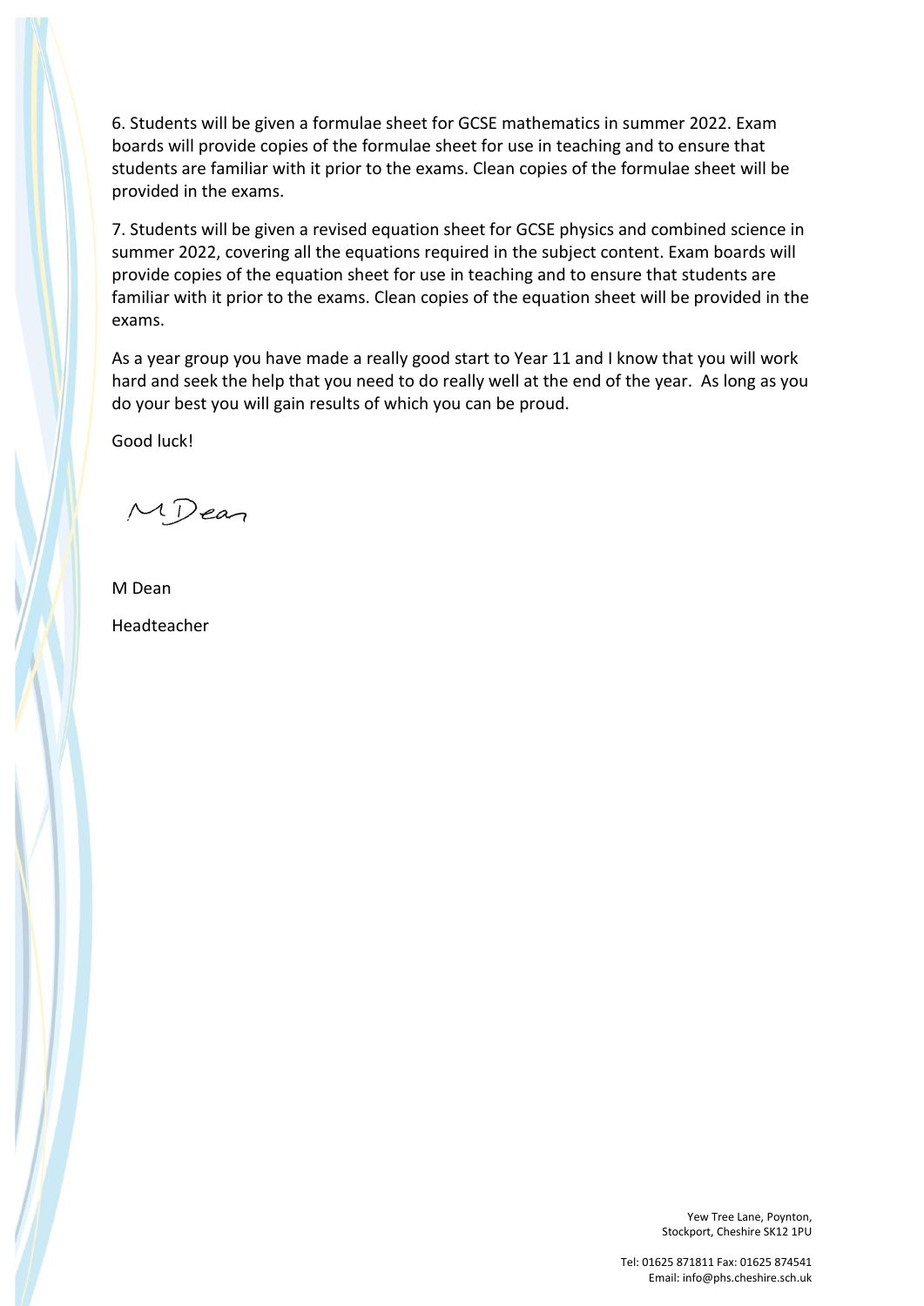6. Students will be given a formulae sheet for GCSE mathematics in summer 2022. Exam boards will provide copies of the formulae sheet for use in teaching and to ensure that students are familiar with it prior to the exams. Clean copies of the formulae sheet will be provided in the exams.

7. Students will be given a revised equation sheet for GCSE physics and combined science in summer 2022, covering all the equations required in the subject content. Exam boards will provide copies of the equation sheet for use in teaching and to ensure that students are familiar with it prior to the exams. Clean copies of the equation sheet will be provided in the exams.

As a year group you have made a really good start to Year 11 and I know that you will work hard and seek the help that you need to do really well at the end of the year. As long as you do your best you will gain results of which you can be proud.

Good luck!

M Dean

M Dean

Headteacher

Yew Tree Lane, Poynton,
Stockport, Cheshire SK12 1PU

Tel: 01625 871811 Fax: 01625 874541
Email: info@phs.cheshire.sch.uk